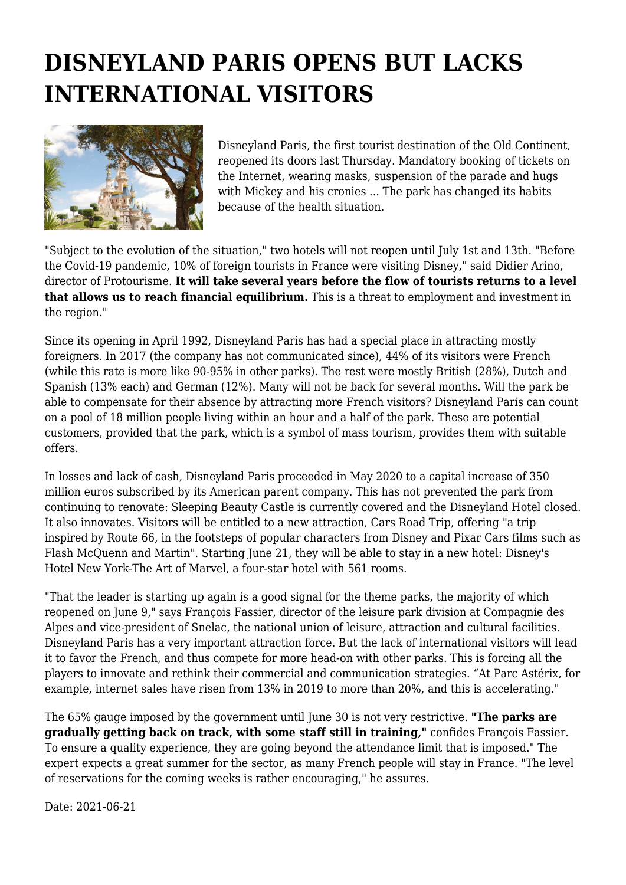# DISNEYLAND PARIS OPENS BUT LACKS INTERNATIONAL VISITORS

Disneyland Paris, the first tourist destination of the Old Continent, reopened its doors last Thursday. Mandatory booking of tickets on the Internet, wearing masks, suspension of the parade and hugs with Mickey and his cronies ... The park has changed its habits because of the health situation.

"Subject to the evolution of the situation," two hotels will not reopen until July 1st and 13th. "Before the Covid-19 pandemic, 10% of foreign tourists in France were visiting Disney," said Didier Arino, director of Protourisme. **It will take several years before the flow of tourists returns to a level that allows us to reach financial equilibrium.** This is a threat to employment and investment in the region."

Since its opening in April 1992, Disneyland Paris has had a special place in attracting mostly foreigners. In 2017 (the company has not communicated since), 44% of its visitors were French (while this rate is more like 90-95% in other parks). The rest were mostly British (28%), Dutch and Spanish (13% each) and German (12%). Many will not be back for several months. Will the park be able to compensate for their absence by attracting more French visitors? Disneyland Paris can count on a pool of 18 million people living within an hour and a half of the park. These are potential customers, provided that the park, which is a symbol of mass tourism, provides them with suitable offers.

In losses and lack of cash, Disneyland Paris proceeded in May 2020 to a capital increase of 350 million euros subscribed by its American parent company. This has not prevented the park from continuing to renovate: Sleeping Beauty Castle is currently covered and the Disneyland Hotel closed. It also innovates. Visitors will be entitled to a new attraction, Cars Road Trip, offering "a trip inspired by Route 66, in the footsteps of popular characters from Disney and Pixar Cars films such as Flash McQuenn and Martin". Starting June 21, they will be able to stay in a new hotel: Disney's Hotel New York-The Art of Marvel, a four-star hotel with 561 rooms.

"That the leader is starting up again is a good signal for the theme parks, the majority of which reopened on June 9," says François Fassier, director of the leisure park division at Compagnie des Alpes and vice-president of Snelac, the national union of leisure, attraction and cultural facilities. Disneyland Paris has a very important attraction force. But the lack of international visitors will lead it to favor the French, and thus compete for more head-on with other parks. This is forcing all the players to innovate and rethink their commercial and communication strategies. "At Parc Astérix, for example, internet sales have risen from 13% in 2019 to more than 20%, and this is accelerating."

The 65% gauge imposed by the government until June 30 is not very restrictive. **"The parks are gradually getting back on track, with some staff still in training,"** confides François Fassier. To ensure a quality experience, they are going beyond the attendance limit that is imposed." The expert expects a great summer for the sector, as many French people will stay in France. "The level of reservations for the coming weeks is rather encouraging," he assures.

Date: 2021-06-21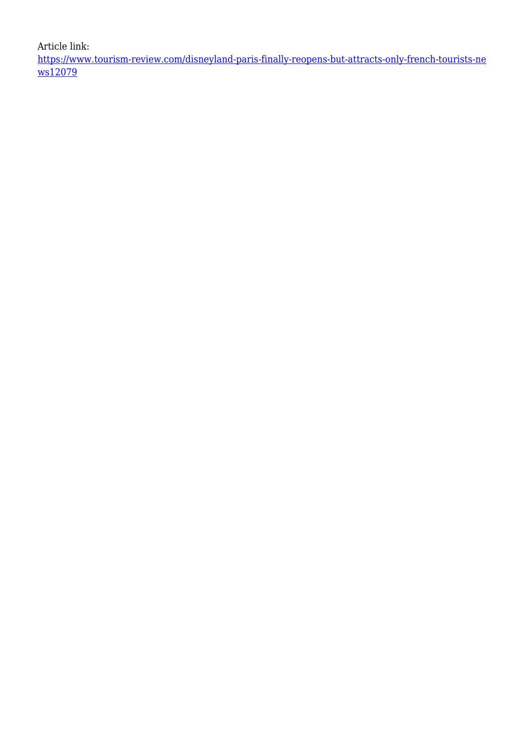Article link:
https://www.tourism-review.com/disneyland-paris-finally-reopens-but-attracts-only-french-tourists-news12079